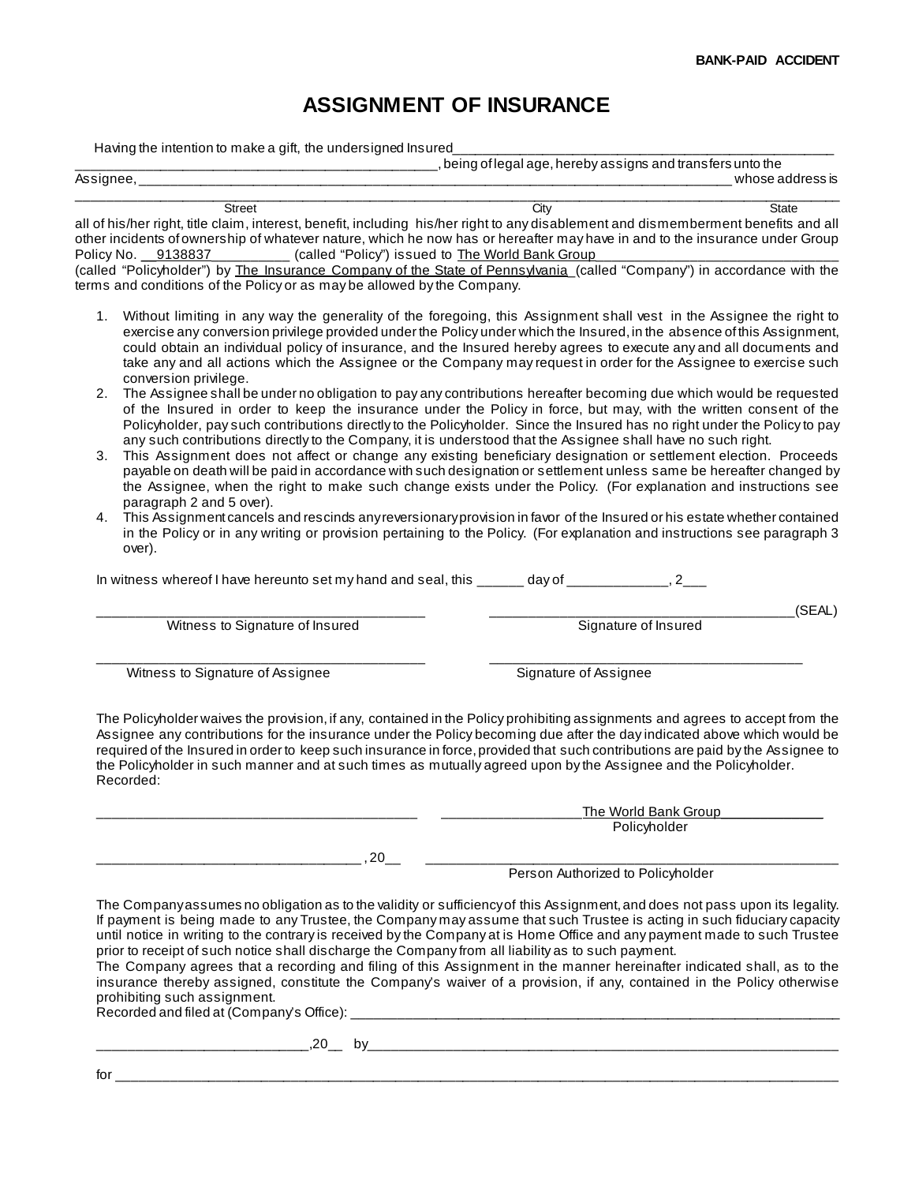**BANK-PAID ACCIDENT**

# ASSIGNMENT OF INSURANCE

Having the intention to make a gift, the undersigned Insured_____________________________________________________
_________________________________________________, being of legal age, hereby assigns and transfers unto the Assignee, _______________________________________________________________________________ whose address is
_______________________________________________________________________________________________________
Street City State

all of his/her right, title claim, interest, benefit, including his/her right to any disablement and dismemberment benefits and all other incidents of ownership of whatever nature, which he now has or hereafter may have in and to the insurance under Group Policy No. __9138837__________ (called "Policy") issued to The World Bank Group_________________________________ (called "Policyholder") by The Insurance Company of the State of Pennsylvania (called "Company") in accordance with the terms and conditions of the Policy or as may be allowed by the Company.

1. Without limiting in any way the generality of the foregoing, this Assignment shall vest in the Assignee the right to exercise any conversion privilege provided under the Policy under which the Insured, in the absence of this Assignment, could obtain an individual policy of insurance, and the Insured hereby agrees to execute any and all documents and take any and all actions which the Assignee or the Company may request in order for the Assignee to exercise such conversion privilege.
2. The Assignee shall be under no obligation to pay any contributions hereafter becoming due which would be requested of the Insured in order to keep the insurance under the Policy in force, but may, with the written consent of the Policyholder, pay such contributions directly to the Policyholder. Since the Insured has no right under the Policy to pay any such contributions directly to the Company, it is understood that the Assignee shall have no such right.
3. This Assignment does not affect or change any existing beneficiary designation or settlement election. Proceeds payable on death will be paid in accordance with such designation or settlement unless same be hereafter changed by the Assignee, when the right to make such change exists under the Policy. (For explanation and instructions see paragraph 2 and 5 over).
4. This Assignment cancels and rescinds any reversionary provision in favor of the Insured or his estate whether contained in the Policy or in any writing or provision pertaining to the Policy. (For explanation and instructions see paragraph 3 over).

In witness whereof I have hereunto set my hand and seal, this ______ day of _____________, 2___

| | |
|---|---|
| ____________________________________ | ____________________________________(SEAL) |
| Witness to Signature of Insured | Signature of Insured |
| ____________________________________ | ____________________________________ |
| Witness to Signature of Assignee | Signature of Assignee |

The Policyholder waives the provision, if any, contained in the Policy prohibiting assignments and agrees to accept from the Assignee any contributions for the insurance under the Policy becoming due after the day indicated above which would be required of the Insured in order to keep such insurance in force, provided that such contributions are paid by the Assignee to the Policyholder in such manner and at such times as mutually agreed upon by the Assignee and the Policyholder.
Recorded:

| | |
|---|---|
| ____________________________________ | __________________The World Bank Group______________ |
| | Policyholder |
| ______________________________ , 20__ | ____________________________________________ |
| | Person Authorized to Policyholder |

The Company assumes no obligation as to the validity or sufficiency of this Assignment, and does not pass upon its legality. If payment is being made to any Trustee, the Company may assume that such Trustee is acting in such fiduciary capacity until notice in writing to the contrary is received by the Company at is Home Office and any payment made to such Trustee prior to receipt of such notice shall discharge the Company from all liability as to such payment.
The Company agrees that a recording and filing of this Assignment in the manner hereinafter indicated shall, as to the insurance thereby assigned, constitute the Company's waiver of a provision, if any, contained in the Policy otherwise prohibiting such assignment.
Recorded and filed at (Company's Office): ____________________________________________________________

___________________________,20__ by__________________________________________________________________

for ______________________________________________________________________________________________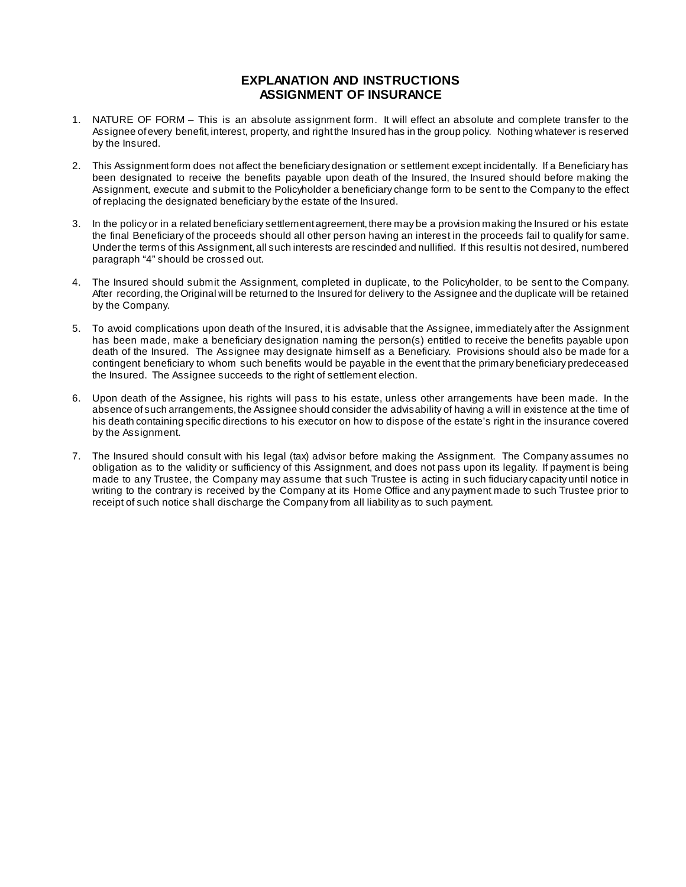# EXPLANATION AND INSTRUCTIONS
# ASSIGNMENT OF INSURANCE

1. NATURE OF FORM – This is an absolute assignment form. It will effect an absolute and complete transfer to the Assignee of every benefit, interest, property, and right the Insured has in the group policy. Nothing whatever is reserved by the Insured.

2. This Assignment form does not affect the beneficiary designation or settlement except incidentally. If a Beneficiary has been designated to receive the benefits payable upon death of the Insured, the Insured should before making the Assignment, execute and submit to the Policyholder a beneficiary change form to be sent to the Company to the effect of replacing the designated beneficiary by the estate of the Insured.

3. In the policy or in a related beneficiary settlement agreement, there may be a provision making the Insured or his estate the final Beneficiary of the proceeds should all other person having an interest in the proceeds fail to qualify for same. Under the terms of this Assignment, all such interests are rescinded and nullified. If this result is not desired, numbered paragraph "4" should be crossed out.

4. The Insured should submit the Assignment, completed in duplicate, to the Policyholder, to be sent to the Company. After recording, the Original will be returned to the Insured for delivery to the Assignee and the duplicate will be retained by the Company.

5. To avoid complications upon death of the Insured, it is advisable that the Assignee, immediately after the Assignment has been made, make a beneficiary designation naming the person(s) entitled to receive the benefits payable upon death of the Insured. The Assignee may designate himself as a Beneficiary. Provisions should also be made for a contingent beneficiary to whom such benefits would be payable in the event that the primary beneficiary predeceased the Insured. The Assignee succeeds to the right of settlement election.

6. Upon death of the Assignee, his rights will pass to his estate, unless other arrangements have been made. In the absence of such arrangements, the Assignee should consider the advisability of having a will in existence at the time of his death containing specific directions to his executor on how to dispose of the estate's right in the insurance covered by the Assignment.

7. The Insured should consult with his legal (tax) advisor before making the Assignment. The Company assumes no obligation as to the validity or sufficiency of this Assignment, and does not pass upon its legality. If payment is being made to any Trustee, the Company may assume that such Trustee is acting in such fiduciary capacity until notice in writing to the contrary is received by the Company at its Home Office and any payment made to such Trustee prior to receipt of such notice shall discharge the Company from all liability as to such payment.